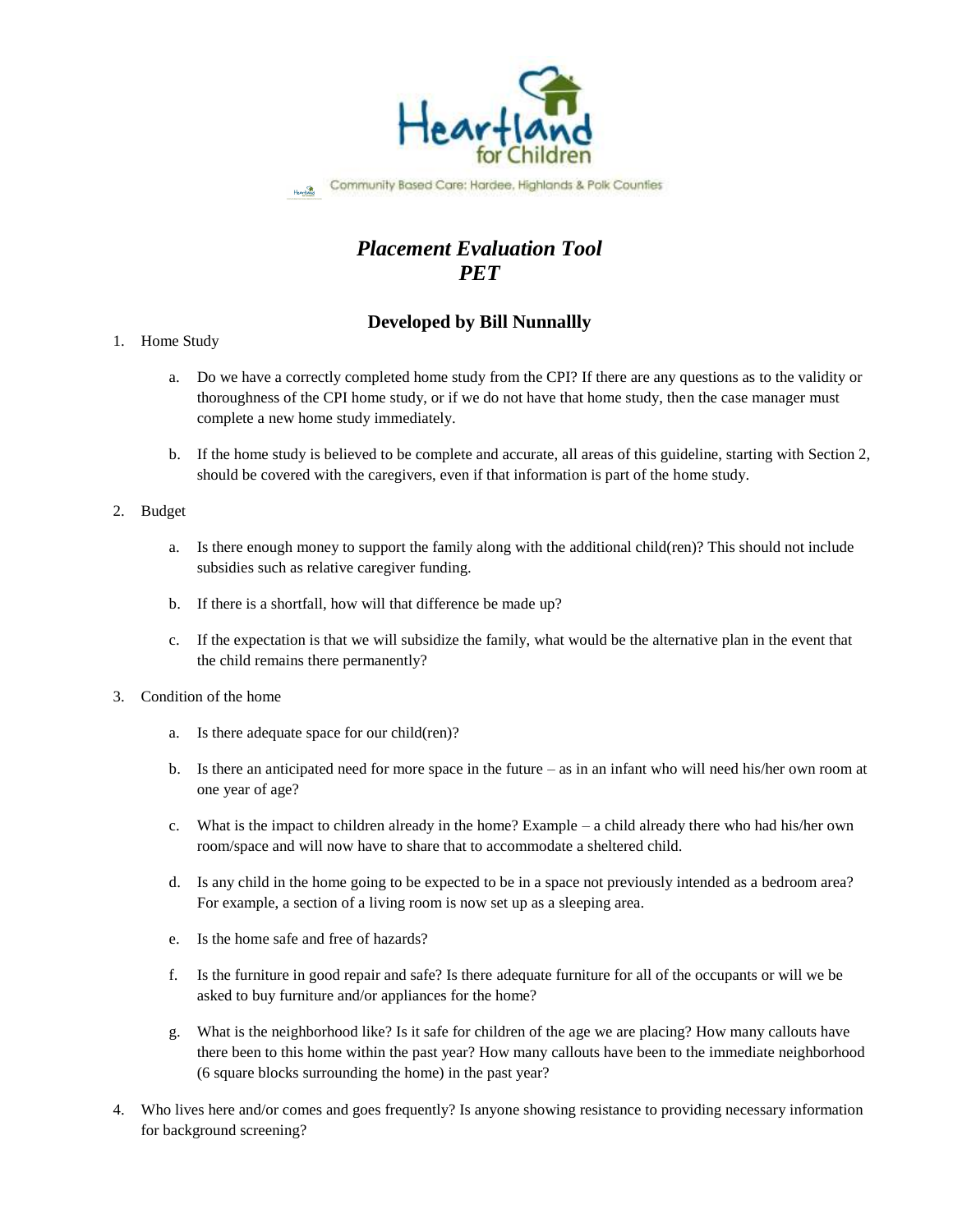Heartland for Children

Community Based Care: Hardee, Highlands & Polk Counties

# *Placement Evaluation Tool*
# *PET*

## Developed by Bill Nunnallly

1. Home Study

    a. Do we have a correctly completed home study from the CPI? If there are any questions as to the validity or thoroughness of the CPI home study, or if we do not have that home study, then the case manager must complete a new home study immediately.

    b. If the home study is believed to be complete and accurate, all areas of this guideline, starting with Section 2, should be covered with the caregivers, even if that information is part of the home study.

2. Budget

    a. Is there enough money to support the family along with the additional child(ren)? This should not include subsidies such as relative caregiver funding.

    b. If there is a shortfall, how will that difference be made up?

    c. If the expectation is that we will subsidize the family, what would be the alternative plan in the event that the child remains there permanently?

3. Condition of the home

    a. Is there adequate space for our child(ren)?

    b. Is there an anticipated need for more space in the future – as in an infant who will need his/her own room at one year of age?

    c. What is the impact to children already in the home? Example – a child already there who had his/her own room/space and will now have to share that to accommodate a sheltered child.

    d. Is any child in the home going to be expected to be in a space not previously intended as a bedroom area? For example, a section of a living room is now set up as a sleeping area.

    e. Is the home safe and free of hazards?

    f. Is the furniture in good repair and safe? Is there adequate furniture for all of the occupants or will we be asked to buy furniture and/or appliances for the home?

    g. What is the neighborhood like? Is it safe for children of the age we are placing? How many callouts have there been to this home within the past year? How many callouts have been to the immediate neighborhood (6 square blocks surrounding the home) in the past year?

4. Who lives here and/or comes and goes frequently? Is anyone showing resistance to providing necessary information for background screening?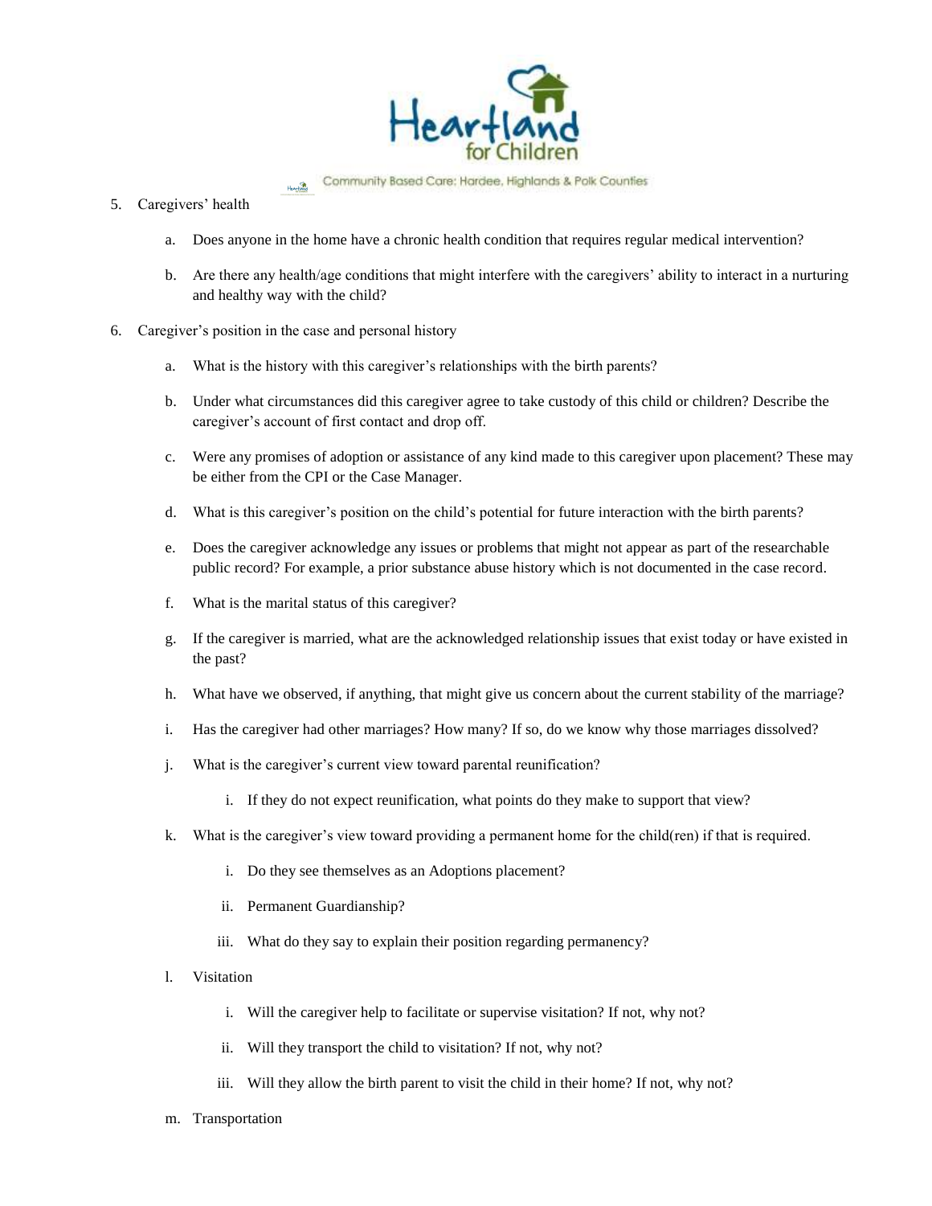5. Caregivers' health
    a. Does anyone in the home have a chronic health condition that requires regular medical intervention?
    b. Are there any health/age conditions that might interfere with the caregivers' ability to interact in a nurturing and healthy way with the child?
6. Caregiver's position in the case and personal history
    a. What is the history with this caregiver's relationships with the birth parents?
    b. Under what circumstances did this caregiver agree to take custody of this child or children? Describe the caregiver's account of first contact and drop off.
    c. Were any promises of adoption or assistance of any kind made to this caregiver upon placement? These may be either from the CPI or the Case Manager.
    d. What is this caregiver's position on the child's potential for future interaction with the birth parents?
    e. Does the caregiver acknowledge any issues or problems that might not appear as part of the researchable public record? For example, a prior substance abuse history which is not documented in the case record.
    f. What is the marital status of this caregiver?
    g. If the caregiver is married, what are the acknowledged relationship issues that exist today or have existed in the past?
    h. What have we observed, if anything, that might give us concern about the current stability of the marriage?
    i. Has the caregiver had other marriages? How many? If so, do we know why those marriages dissolved?
    j. What is the caregiver's current view toward parental reunification?
        i. If they do not expect reunification, what points do they make to support that view?
    k. What is the caregiver's view toward providing a permanent home for the child(ren) if that is required.
        i. Do they see themselves as an Adoptions placement?
        ii. Permanent Guardianship?
        iii. What do they say to explain their position regarding permanency?
    l. Visitation
        i. Will the caregiver help to facilitate or supervise visitation? If not, why not?
        ii. Will they transport the child to visitation? If not, why not?
        iii. Will they allow the birth parent to visit the child in their home? If not, why not?
    m. Transportation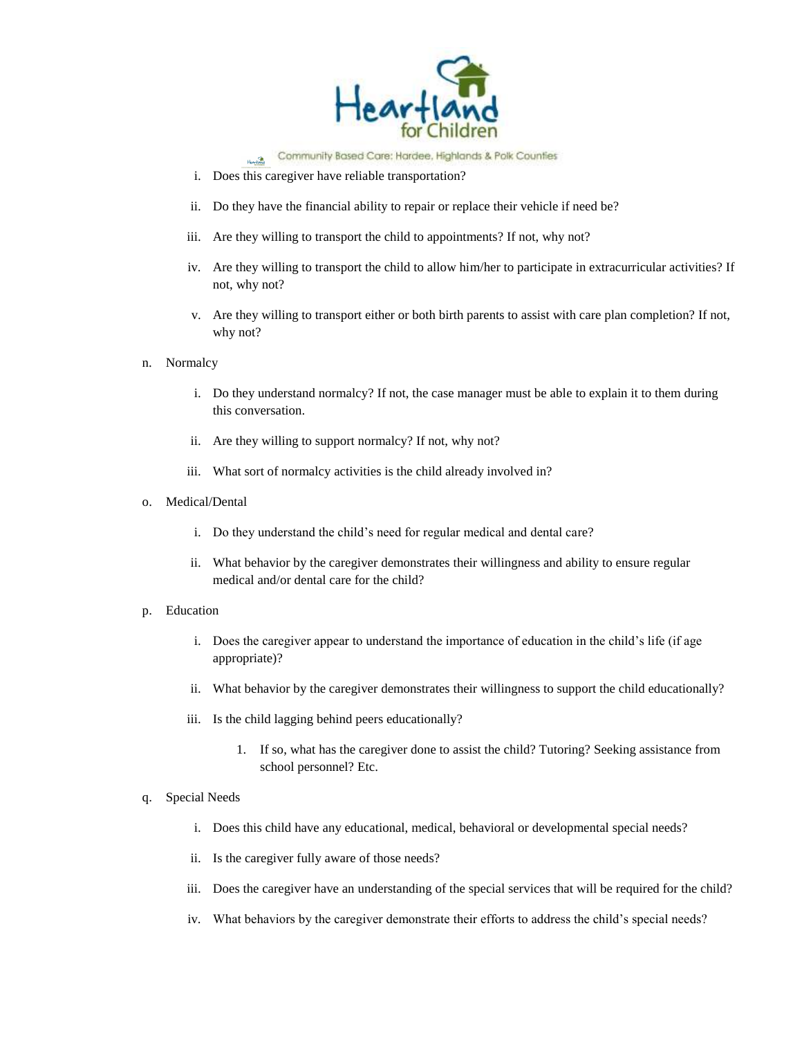i. Does this caregiver have reliable transportation?

   ii. Do they have the financial ability to repair or replace their vehicle if need be?

   iii. Are they willing to transport the child to appointments? If not, why not?

   iv. Are they willing to transport the child to allow him/her to participate in extracurricular activities? If not, why not?

   v. Are they willing to transport either or both birth parents to assist with care plan completion? If not, why not?

n. Normalcy

   i. Do they understand normalcy? If not, the case manager must be able to explain it to them during this conversation.

   ii. Are they willing to support normalcy? If not, why not?

   iii. What sort of normalcy activities is the child already involved in?

o. Medical/Dental

   i. Do they understand the child's need for regular medical and dental care?

   ii. What behavior by the caregiver demonstrates their willingness and ability to ensure regular medical and/or dental care for the child?

p. Education

   i. Does the caregiver appear to understand the importance of education in the child's life (if age appropriate)?

   ii. What behavior by the caregiver demonstrates their willingness to support the child educationally?

   iii. Is the child lagging behind peers educationally?

      1. If so, what has the caregiver done to assist the child? Tutoring? Seeking assistance from school personnel? Etc.

q. Special Needs

   i. Does this child have any educational, medical, behavioral or developmental special needs?

   ii. Is the caregiver fully aware of those needs?

   iii. Does the caregiver have an understanding of the special services that will be required for the child?

   iv. What behaviors by the caregiver demonstrate their efforts to address the child's special needs?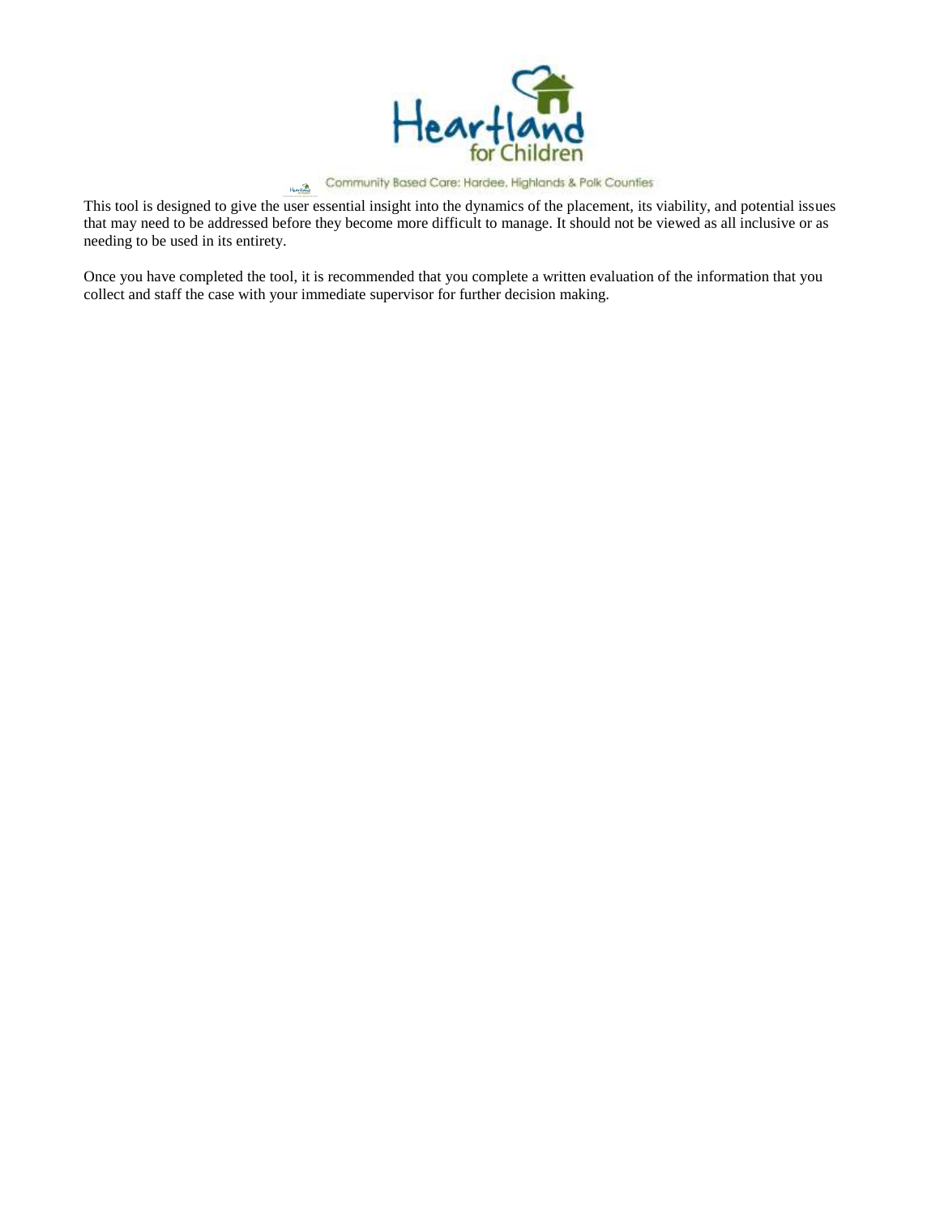This tool is designed to give the user essential insight into the dynamics of the placement, its viability, and potential issues that may need to be addressed before they become more difficult to manage. It should not be viewed as all inclusive or as needing to be used in its entirety.

Once you have completed the tool, it is recommended that you complete a written evaluation of the information that you collect and staff the case with your immediate supervisor for further decision making.